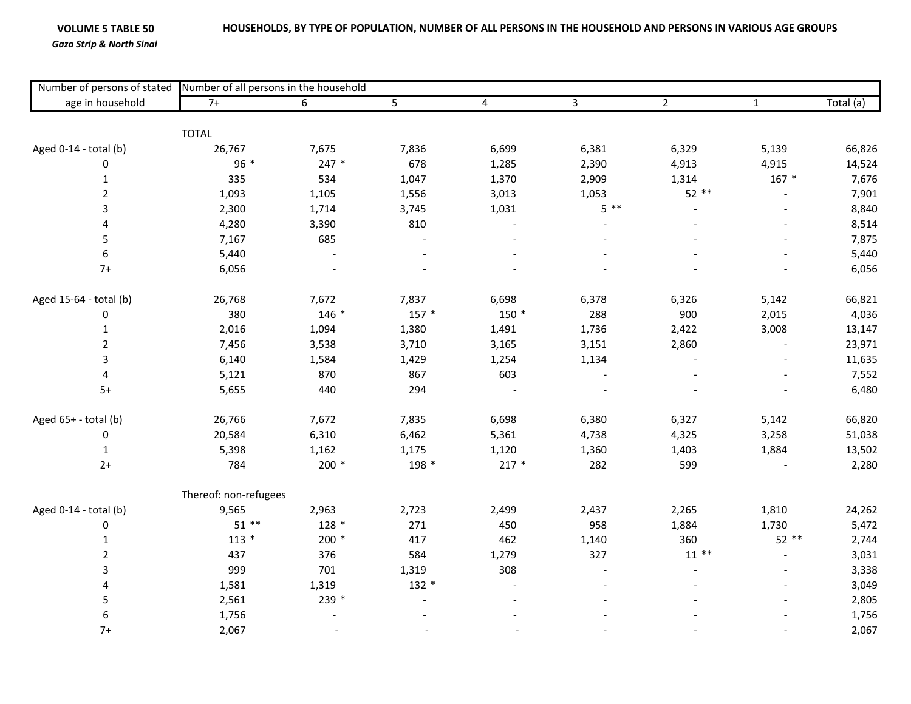**VOLUME 5 TABLE 50**
*Gaza Strip & North Sinai*

**HOUSEHOLDS, BY TYPE OF POPULATION, NUMBER OF ALL PERSONS IN THE HOUSEHOLD AND PERSONS IN VARIOUS AGE GROUPS**

| Number of persons of stated age in household | Number of all persons in the household | | | | | | | |
|---|---|---|---|---|---|---|---|---|
| | 7+ | 6 | 5 | 4 | 3 | 2 | 1 | Total (a) |
| | TOTAL | | | | | | | |
| Aged 0-14 - total (b) | 26,767 | 7,675 | 7,836 | 6,699 | 6,381 | 6,329 | 5,139 | 66,826 |
| 0 | 96 * | 247 * | 678 | 1,285 | 2,390 | 4,913 | 4,915 | 14,524 |
| 1 | 335 | 534 | 1,047 | 1,370 | 2,909 | 1,314 | 167 * | 7,676 |
| 2 | 1,093 | 1,105 | 1,556 | 3,013 | 1,053 | 52 ** | - | 7,901 |
| 3 | 2,300 | 1,714 | 3,745 | 1,031 | 5 ** | - | - | 8,840 |
| 4 | 4,280 | 3,390 | 810 | - | - | - | - | 8,514 |
| 5 | 7,167 | 685 | - | - | - | - | - | 7,875 |
| 6 | 5,440 | - | - | - | - | - | - | 5,440 |
| 7+ | 6,056 | - | - | - | - | - | - | 6,056 |
| Aged 15-64 - total (b) | 26,768 | 7,672 | 7,837 | 6,698 | 6,378 | 6,326 | 5,142 | 66,821 |
| 0 | 380 | 146 * | 157 * | 150 * | 288 | 900 | 2,015 | 4,036 |
| 1 | 2,016 | 1,094 | 1,380 | 1,491 | 1,736 | 2,422 | 3,008 | 13,147 |
| 2 | 7,456 | 3,538 | 3,710 | 3,165 | 3,151 | 2,860 | - | 23,971 |
| 3 | 6,140 | 1,584 | 1,429 | 1,254 | 1,134 | - | - | 11,635 |
| 4 | 5,121 | 870 | 867 | 603 | - | - | - | 7,552 |
| 5+ | 5,655 | 440 | 294 | - | - | - | - | 6,480 |
| Aged 65+ - total (b) | 26,766 | 7,672 | 7,835 | 6,698 | 6,380 | 6,327 | 5,142 | 66,820 |
| 0 | 20,584 | 6,310 | 6,462 | 5,361 | 4,738 | 4,325 | 3,258 | 51,038 |
| 1 | 5,398 | 1,162 | 1,175 | 1,120 | 1,360 | 1,403 | 1,884 | 13,502 |
| 2+ | 784 | 200 * | 198 * | 217 * | 282 | 599 | - | 2,280 |
| | Thereof: non-refugees | | | | | | | |
| Aged 0-14 - total (b) | 9,565 | 2,963 | 2,723 | 2,499 | 2,437 | 2,265 | 1,810 | 24,262 |
| 0 | 51 ** | 128 * | 271 | 450 | 958 | 1,884 | 1,730 | 5,472 |
| 1 | 113 * | 200 * | 417 | 462 | 1,140 | 360 | 52 ** | 2,744 |
| 2 | 437 | 376 | 584 | 1,279 | 327 | 11 ** | - | 3,031 |
| 3 | 999 | 701 | 1,319 | 308 | - | - | - | 3,338 |
| 4 | 1,581 | 1,319 | 132 * | - | - | - | - | 3,049 |
| 5 | 2,561 | 239 * | - | - | - | - | - | 2,805 |
| 6 | 1,756 | - | - | - | - | - | - | 1,756 |
| 7+ | 2,067 | - | - | - | - | - | - | 2,067 |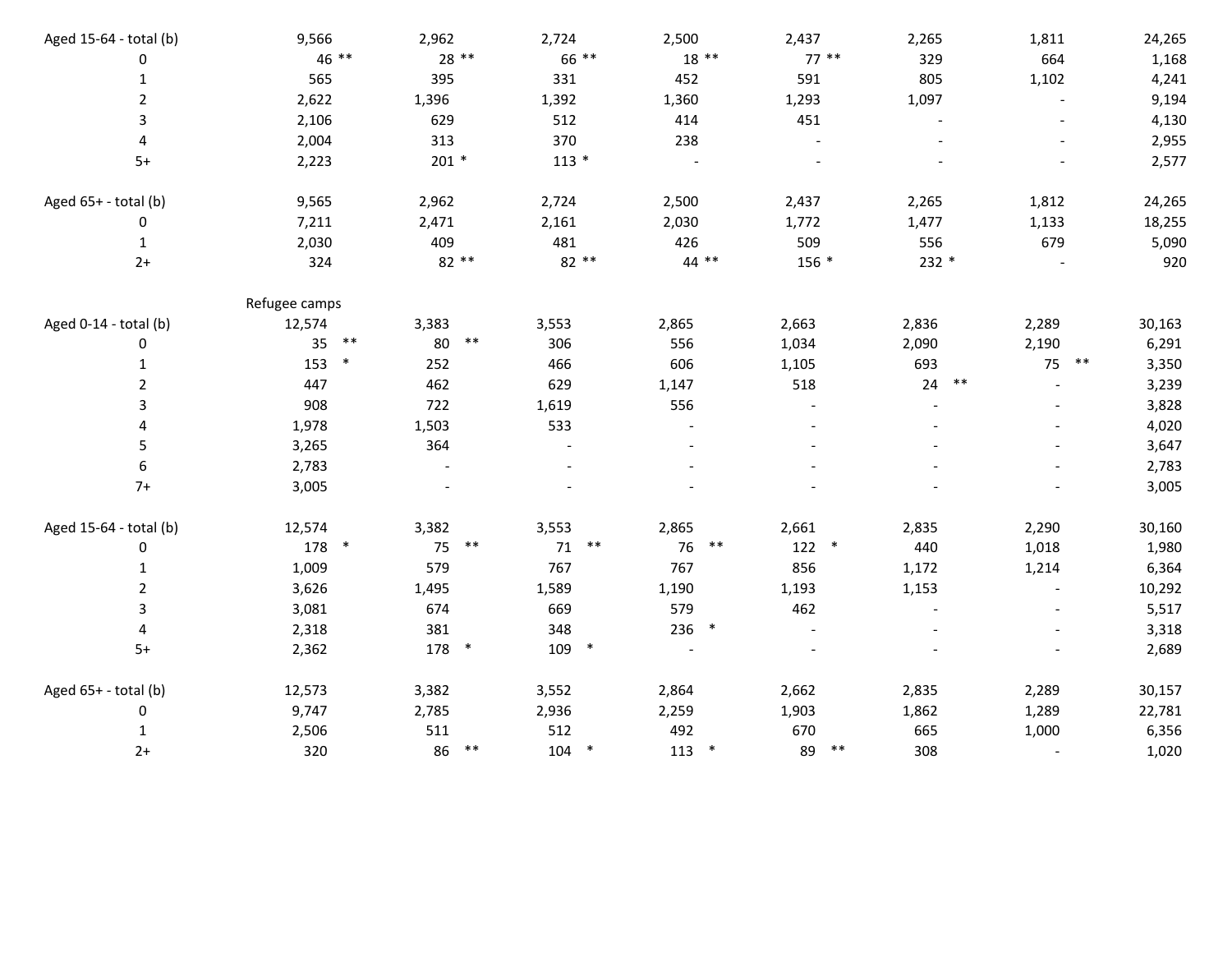| | | | | | | | | |
|---|---|---|---|---|---|---|---|---|
| Aged 15-64 - total (b) | 9,566 | 2,962 | 2,724 | 2,500 | 2,437 | 2,265 | 1,811 | 24,265 |
| 0 | 46 ** | 28 ** | 66 ** | 18 ** | 77 ** | 329 | 664 | 1,168 |
| 1 | 565 | 395 | 331 | 452 | 591 | 805 | 1,102 | 4,241 |
| 2 | 2,622 | 1,396 | 1,392 | 1,360 | 1,293 | 1,097 | - | 9,194 |
| 3 | 2,106 | 629 | 512 | 414 | 451 | - | - | 4,130 |
| 4 | 2,004 | 313 | 370 | 238 | - | - | - | 2,955 |
| 5+ | 2,223 | 201 * | 113 * | - | - | - | - | 2,577 |
| | | | | | | | | |
| Aged 65+ - total (b) | 9,565 | 2,962 | 2,724 | 2,500 | 2,437 | 2,265 | 1,812 | 24,265 |
| 0 | 7,211 | 2,471 | 2,161 | 2,030 | 1,772 | 1,477 | 1,133 | 18,255 |
| 1 | 2,030 | 409 | 481 | 426 | 509 | 556 | 679 | 5,090 |
| 2+ | 324 | 82 ** | 82 ** | 44 ** | 156 * | 232 * | - | 920 |
| | | | | | | | | |
| | Refugee camps | | | | | | | |
| Aged 0-14 - total (b) | 12,574 | 3,383 | 3,553 | 2,865 | 2,663 | 2,836 | 2,289 | 30,163 |
| 0 | 35 ** | 80 ** | 306 | 556 | 1,034 | 2,090 | 2,190 | 6,291 |
| 1 | 153 * | 252 | 466 | 606 | 1,105 | 693 | 75 ** | 3,350 |
| 2 | 447 | 462 | 629 | 1,147 | 518 | 24 ** | - | 3,239 |
| 3 | 908 | 722 | 1,619 | 556 | - | - | - | 3,828 |
| 4 | 1,978 | 1,503 | 533 | - | - | - | - | 4,020 |
| 5 | 3,265 | 364 | - | - | - | - | - | 3,647 |
| 6 | 2,783 | - | - | - | - | - | - | 2,783 |
| 7+ | 3,005 | - | - | - | - | - | - | 3,005 |
| | | | | | | | | |
| Aged 15-64 - total (b) | 12,574 | 3,382 | 3,553 | 2,865 | 2,661 | 2,835 | 2,290 | 30,160 |
| 0 | 178 * | 75 ** | 71 ** | 76 ** | 122 * | 440 | 1,018 | 1,980 |
| 1 | 1,009 | 579 | 767 | 767 | 856 | 1,172 | 1,214 | 6,364 |
| 2 | 3,626 | 1,495 | 1,589 | 1,190 | 1,193 | 1,153 | - | 10,292 |
| 3 | 3,081 | 674 | 669 | 579 | 462 | - | - | 5,517 |
| 4 | 2,318 | 381 | 348 | 236 * | - | - | - | 3,318 |
| 5+ | 2,362 | 178 * | 109 * | - | - | - | - | 2,689 |
| | | | | | | | | |
| Aged 65+ - total (b) | 12,573 | 3,382 | 3,552 | 2,864 | 2,662 | 2,835 | 2,289 | 30,157 |
| 0 | 9,747 | 2,785 | 2,936 | 2,259 | 1,903 | 1,862 | 1,289 | 22,781 |
| 1 | 2,506 | 511 | 512 | 492 | 670 | 665 | 1,000 | 6,356 |
| 2+ | 320 | 86 ** | 104 * | 113 * | 89 ** | 308 | - | 1,020 |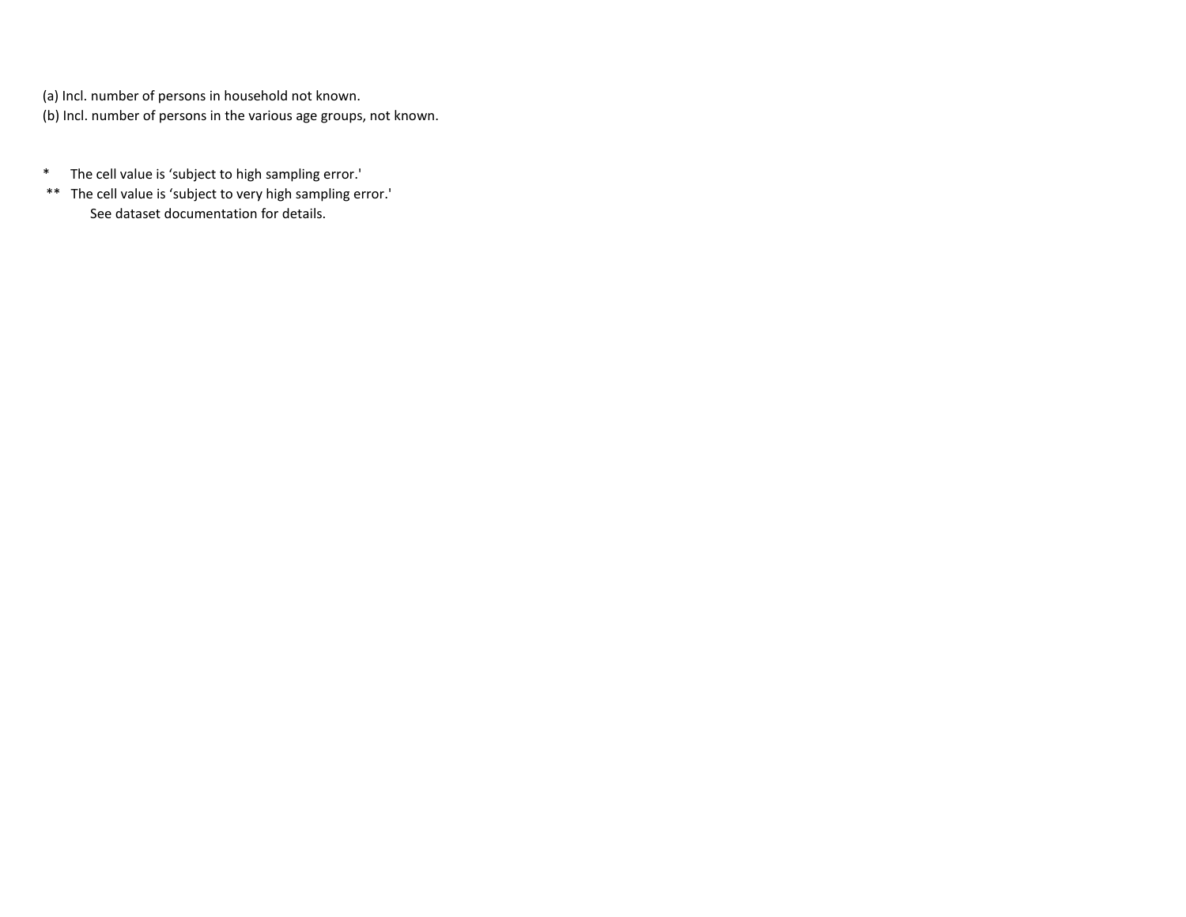(a) Incl. number of persons in household not known.
(b) Incl. number of persons in the various age groups, not known.

*  The cell value is ‘subject to high sampling error.'
**  The cell value is ‘subject to very high sampling error.'
See dataset documentation for details.